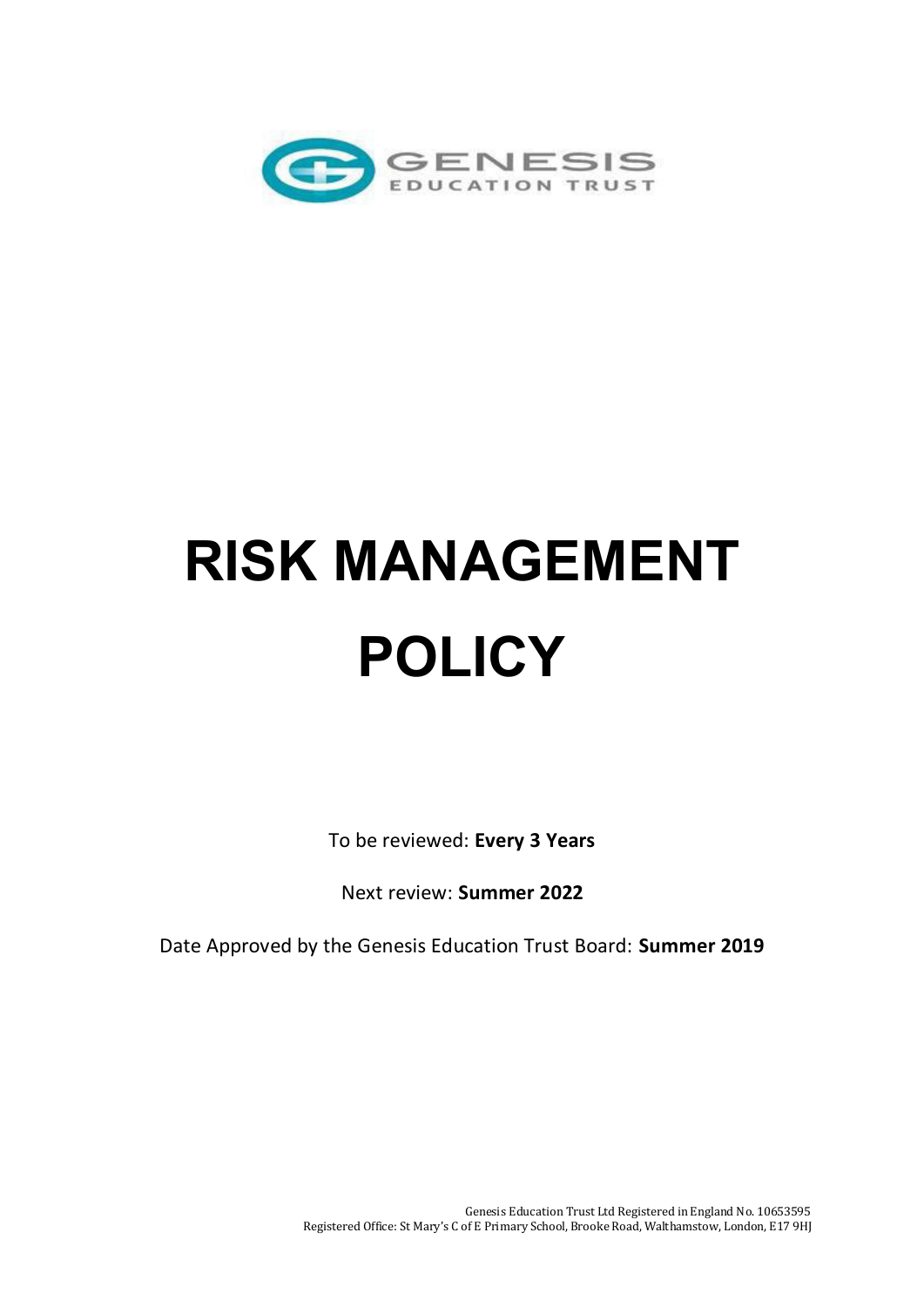GENESIS
EDUCATION TRUST

# RISK MANAGEMENT POLICY

To be reviewed: **Every 3 Years**

Next review: **Summer 2022**

Date Approved by the Genesis Education Trust Board: **Summer 2019**

Genesis Education Trust Ltd Registered in England No. 10653595
Registered Office: St Mary's C of E Primary School, Brooke Road, Walthamstow, London, E17 9HJ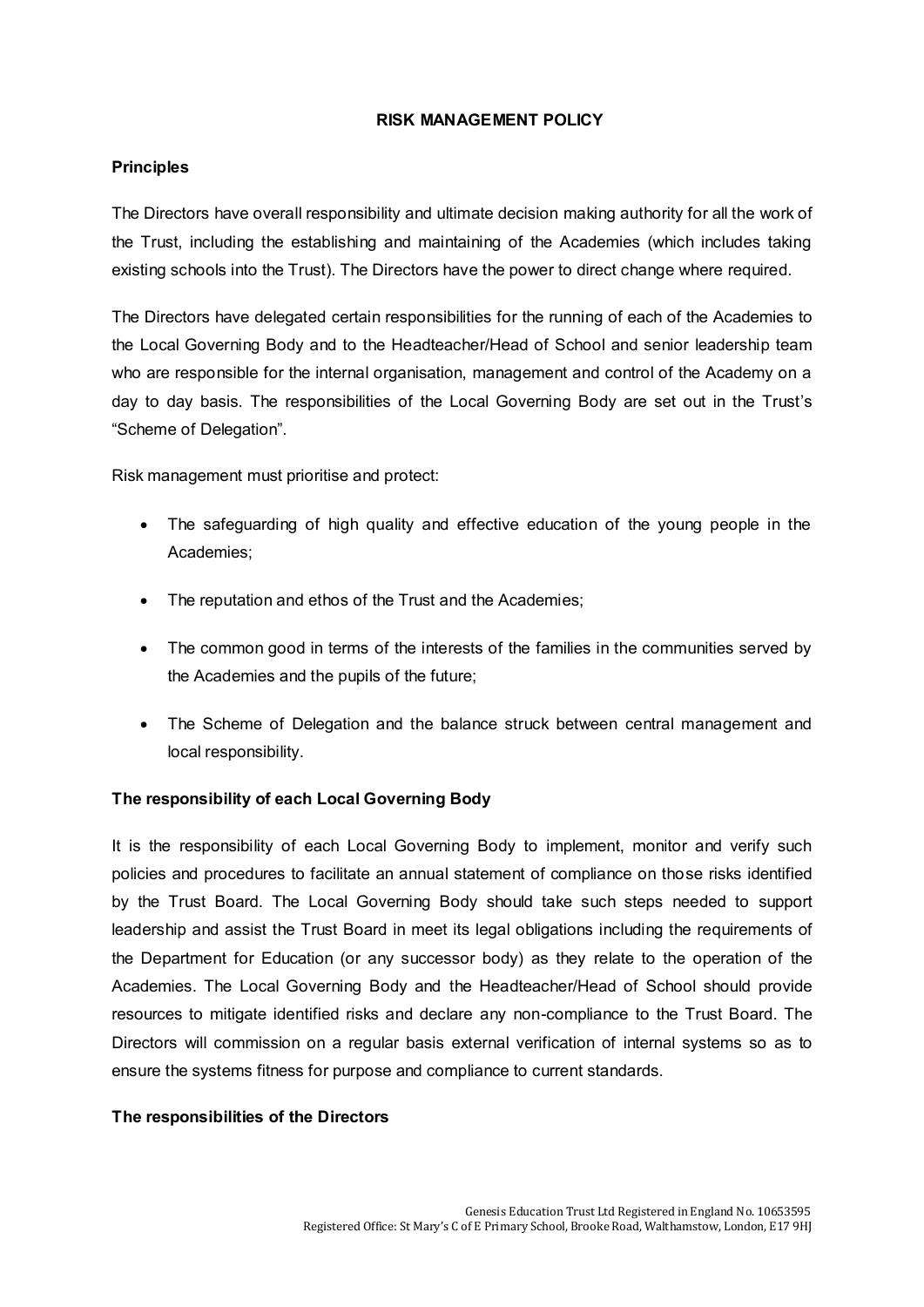## RISK MANAGEMENT POLICY

### Principles

The Directors have overall responsibility and ultimate decision making authority for all the work of the Trust, including the establishing and maintaining of the Academies (which includes taking existing schools into the Trust). The Directors have the power to direct change where required.

The Directors have delegated certain responsibilities for the running of each of the Academies to the Local Governing Body and to the Headteacher/Head of School and senior leadership team who are responsible for the internal organisation, management and control of the Academy on a day to day basis. The responsibilities of the Local Governing Body are set out in the Trust's "Scheme of Delegation".

Risk management must prioritise and protect:

- The safeguarding of high quality and effective education of the young people in the Academies;
- The reputation and ethos of the Trust and the Academies;
- The common good in terms of the interests of the families in the communities served by the Academies and the pupils of the future;
- The Scheme of Delegation and the balance struck between central management and local responsibility.

### The responsibility of each Local Governing Body

It is the responsibility of each Local Governing Body to implement, monitor and verify such policies and procedures to facilitate an annual statement of compliance on those risks identified by the Trust Board. The Local Governing Body should take such steps needed to support leadership and assist the Trust Board in meet its legal obligations including the requirements of the Department for Education (or any successor body) as they relate to the operation of the Academies. The Local Governing Body and the Headteacher/Head of School should provide resources to mitigate identified risks and declare any non-compliance to the Trust Board. The Directors will commission on a regular basis external verification of internal systems so as to ensure the systems fitness for purpose and compliance to current standards.

### The responsibilities of the Directors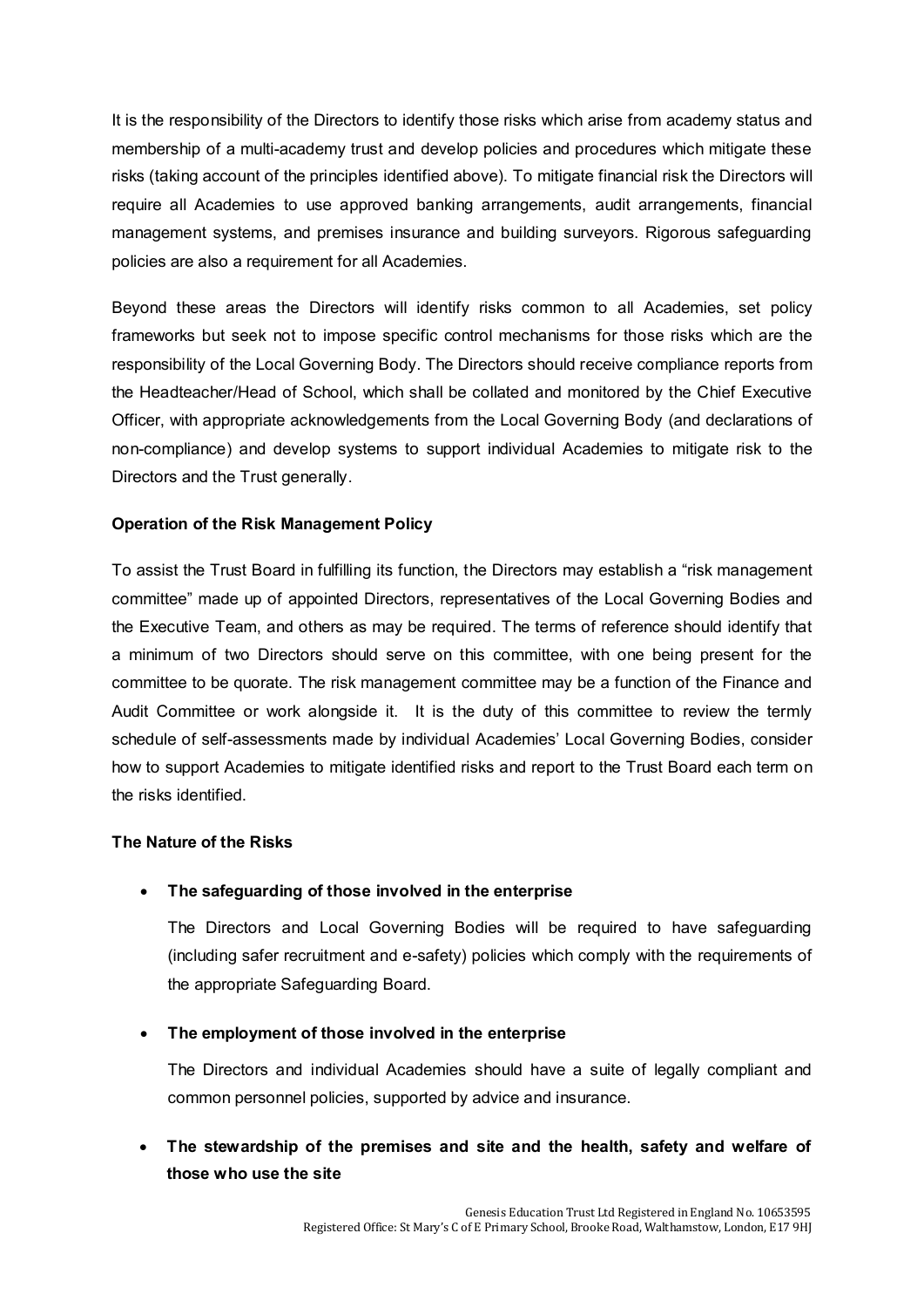It is the responsibility of the Directors to identify those risks which arise from academy status and membership of a multi-academy trust and develop policies and procedures which mitigate these risks (taking account of the principles identified above). To mitigate financial risk the Directors will require all Academies to use approved banking arrangements, audit arrangements, financial management systems, and premises insurance and building surveyors. Rigorous safeguarding policies are also a requirement for all Academies.

Beyond these areas the Directors will identify risks common to all Academies, set policy frameworks but seek not to impose specific control mechanisms for those risks which are the responsibility of the Local Governing Body. The Directors should receive compliance reports from the Headteacher/Head of School, which shall be collated and monitored by the Chief Executive Officer, with appropriate acknowledgements from the Local Governing Body (and declarations of non-compliance) and develop systems to support individual Academies to mitigate risk to the Directors and the Trust generally.

**Operation of the Risk Management Policy**

To assist the Trust Board in fulfilling its function, the Directors may establish a "risk management committee" made up of appointed Directors, representatives of the Local Governing Bodies and the Executive Team, and others as may be required. The terms of reference should identify that a minimum of two Directors should serve on this committee, with one being present for the committee to be quorate. The risk management committee may be a function of the Finance and Audit Committee or work alongside it. It is the duty of this committee to review the termly schedule of self-assessments made by individual Academies' Local Governing Bodies, consider how to support Academies to mitigate identified risks and report to the Trust Board each term on the risks identified.

**The Nature of the Risks**

- **The safeguarding of those involved in the enterprise**

  The Directors and Local Governing Bodies will be required to have safeguarding (including safer recruitment and e-safety) policies which comply with the requirements of the appropriate Safeguarding Board.

- **The employment of those involved in the enterprise**

  The Directors and individual Academies should have a suite of legally compliant and common personnel policies, supported by advice and insurance.

- **The stewardship of the premises and site and the health, safety and welfare of those who use the site**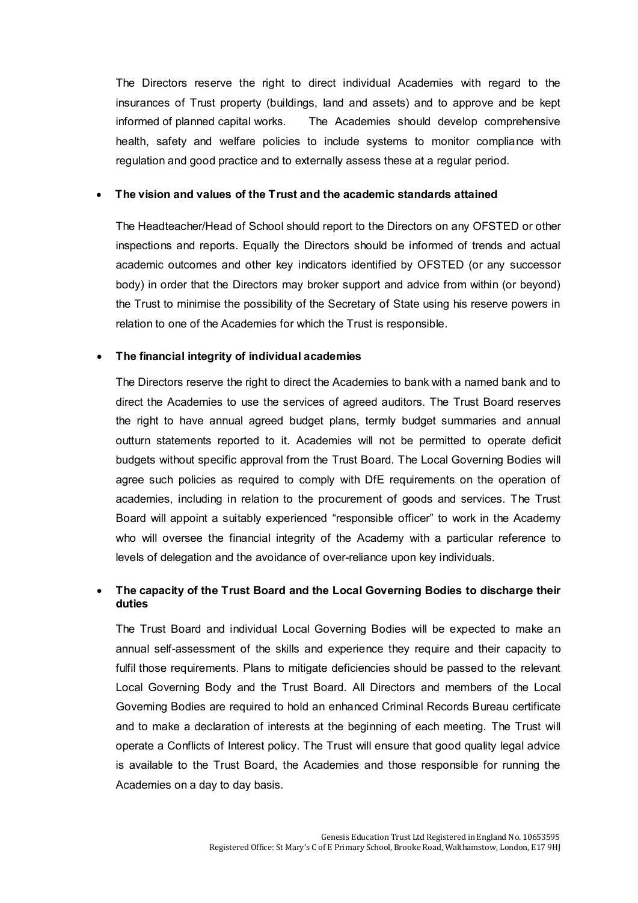The Directors reserve the right to direct individual Academies with regard to the insurances of Trust property (buildings, land and assets) and to approve and be kept informed of planned capital works. The Academies should develop comprehensive health, safety and welfare policies to include systems to monitor compliance with regulation and good practice and to externally assess these at a regular period.

- **The vision and values of the Trust and the academic standards attained**

  The Headteacher/Head of School should report to the Directors on any OFSTED or other inspections and reports. Equally the Directors should be informed of trends and actual academic outcomes and other key indicators identified by OFSTED (or any successor body) in order that the Directors may broker support and advice from within (or beyond) the Trust to minimise the possibility of the Secretary of State using his reserve powers in relation to one of the Academies for which the Trust is responsible.

- **The financial integrity of individual academies**

  The Directors reserve the right to direct the Academies to bank with a named bank and to direct the Academies to use the services of agreed auditors. The Trust Board reserves the right to have annual agreed budget plans, termly budget summaries and annual outturn statements reported to it. Academies will not be permitted to operate deficit budgets without specific approval from the Trust Board. The Local Governing Bodies will agree such policies as required to comply with DfE requirements on the operation of academies, including in relation to the procurement of goods and services. The Trust Board will appoint a suitably experienced "responsible officer" to work in the Academy who will oversee the financial integrity of the Academy with a particular reference to levels of delegation and the avoidance of over-reliance upon key individuals.

- **The capacity of the Trust Board and the Local Governing Bodies to discharge their duties**

  The Trust Board and individual Local Governing Bodies will be expected to make an annual self-assessment of the skills and experience they require and their capacity to fulfil those requirements. Plans to mitigate deficiencies should be passed to the relevant Local Governing Body and the Trust Board. All Directors and members of the Local Governing Bodies are required to hold an enhanced Criminal Records Bureau certificate and to make a declaration of interests at the beginning of each meeting. The Trust will operate a Conflicts of Interest policy. The Trust will ensure that good quality legal advice is available to the Trust Board, the Academies and those responsible for running the Academies on a day to day basis.